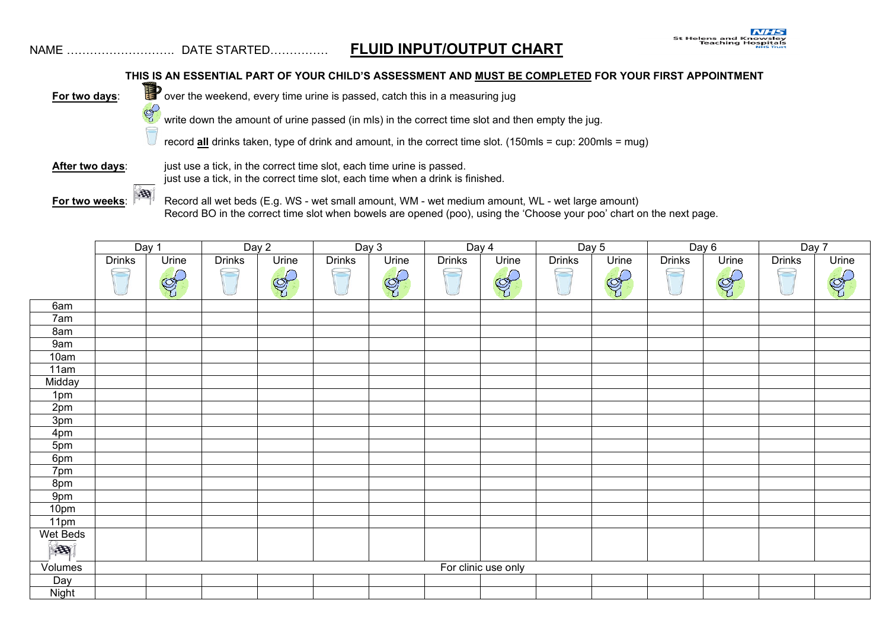NAME ………………………. DATE STARTED…………… 

# FLUID INPUT/OUTPUT CHART

St Helens and Knowsley Teaching Hospitals NHS Trust

**THIS IS AN ESSENTIAL PART OF YOUR CHILD'S ASSESSMENT AND MUST BE COMPLETED FOR YOUR FIRST APPOINTMENT**

**For two days**: over the weekend, every time urine is passed, catch this in a measuring jug

write down the amount of urine passed (in mls) in the correct time slot and then empty the jug.

record **all** drinks taken, type of drink and amount, in the correct time slot. (150mls = cup: 200mls = mug)

**After two days**: just use a tick, in the correct time slot, each time urine is passed.
just use a tick, in the correct time slot, each time when a drink is finished.

**For two weeks**: Record all wet beds (E.g. WS - wet small amount, WM - wet medium amount, WL - wet large amount)
Record BO in the correct time slot when bowels are opened (poo), using the 'Choose your poo' chart on the next page.

| | Day 1 | | Day 2 | | Day 3 | | Day 4 | | Day 5 | | Day 6 | | Day 7 | |
|---|---|---|---|---|---|---|---|---|---|---|---|---|---|---|
| | Drinks | Urine | Drinks | Urine | Drinks | Urine | Drinks | Urine | Drinks | Urine | Drinks | Urine | Drinks | Urine |
| 6am | | | | | | | | | | | | | | |
| 7am | | | | | | | | | | | | | | |
| 8am | | | | | | | | | | | | | | |
| 9am | | | | | | | | | | | | | | |
| 10am | | | | | | | | | | | | | | |
| 11am | | | | | | | | | | | | | | |
| Midday | | | | | | | | | | | | | | |
| 1pm | | | | | | | | | | | | | | |
| 2pm | | | | | | | | | | | | | | |
| 3pm | | | | | | | | | | | | | | |
| 4pm | | | | | | | | | | | | | | |
| 5pm | | | | | | | | | | | | | | |
| 6pm | | | | | | | | | | | | | | |
| 7pm | | | | | | | | | | | | | | |
| 8pm | | | | | | | | | | | | | | |
| 9pm | | | | | | | | | | | | | | |
| 10pm | | | | | | | | | | | | | | |
| 11pm | | | | | | | | | | | | | | |
| Wet Beds | | | | | | | | | | | | | | |
| Volumes | For clinic use only | | | | | | | | | | | | | |
| Day | | | | | | | | | | | | | | |
| Night | | | | | | | | | | | | | | |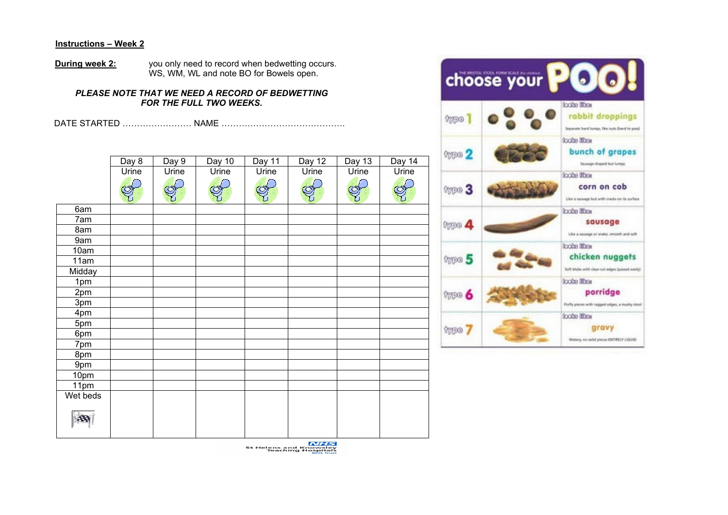**Instructions – Week 2**

**During week 2:** you only need to record when bedwetting occurs. WS, WM, WL and note BO for Bowels open.

***PLEASE NOTE THAT WE NEED A RECORD OF BEDWETTING FOR THE FULL TWO WEEKS.***

DATE STARTED …………………… NAME ……………………………………..

| | Day 8 Urine | Day 9 Urine | Day 10 Urine | Day 11 Urine | Day 12 Urine | Day 13 Urine | Day 14 Urine |
|---|---|---|---|---|---|---|---|
| 6am | | | | | | | |
| 7am | | | | | | | |
| 8am | | | | | | | |
| 9am | | | | | | | |
| 10am | | | | | | | |
| 11am | | | | | | | |
| Midday | | | | | | | |
| 1pm | | | | | | | |
| 2pm | | | | | | | |
| 3pm | | | | | | | |
| 4pm | | | | | | | |
| 5pm | | | | | | | |
| 6pm | | | | | | | |
| 7pm | | | | | | | |
| 8pm | | | | | | | |
| 9pm | | | | | | | |
| 10pm | | | | | | | |
| 11pm | | | | | | | |
| Wet beds | | | | | | | |

THE BRISTOL STOOL FORM SCALE (for children)

choose your POO!

type 1 — looks like: rabbit droppings — Separate hard lumps, like nuts (hard to pass)

type 2 — looks like: bunch of grapes — Sausage-shaped but lumpy

type 3 — looks like: corn on cob — Like a sausage but with cracks on its surface

type 4 — looks like: sausage — Like a sausage or snake, smooth and soft

type 5 — looks like: chicken nuggets — Soft blobs with clear-cut edges (passed easily)

type 6 — looks like: porridge — Fluffy pieces with ragged edges, a mushy stool

type 7 — looks like: gravy — Watery, no solid pieces ENTIRELY LIQUID

St Helens and Knowsley Teaching Hospitals NHS Trust